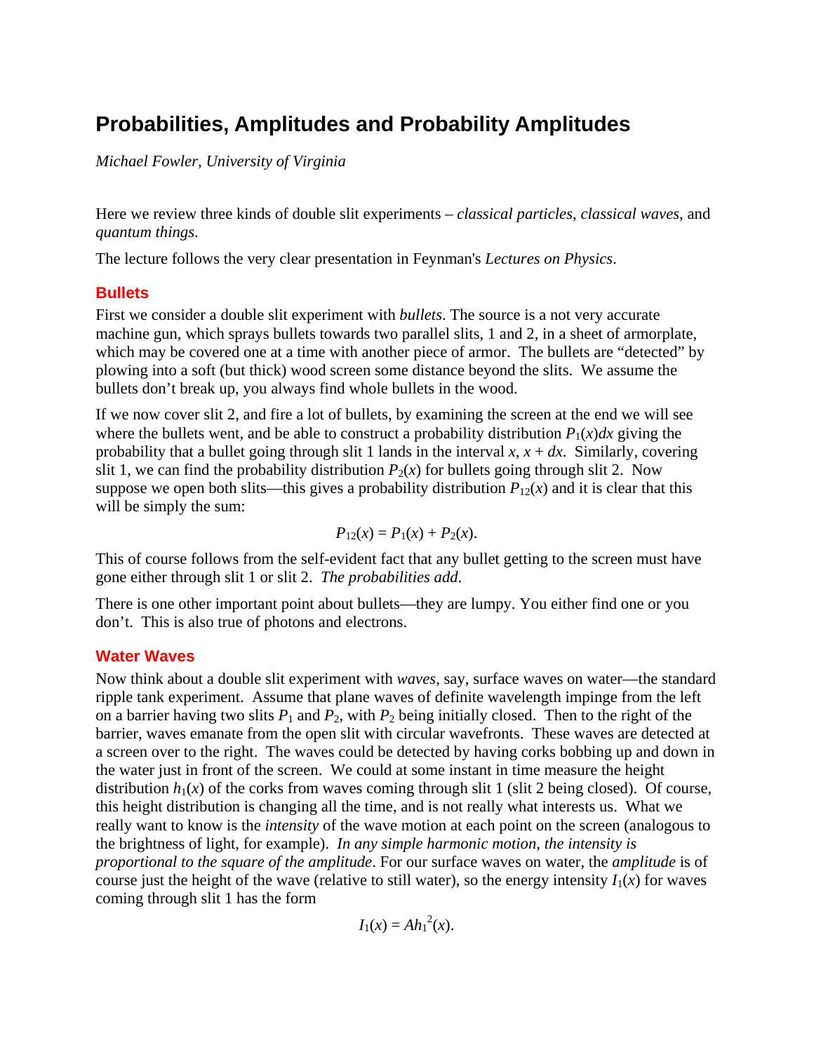# Probabilities, Amplitudes and Probability Amplitudes

*Michael Fowler, University of Virginia*

Here we review three kinds of double slit experiments – *classical particles*, *classical waves*, and *quantum things*.

The lecture follows the very clear presentation in Feynman's *Lectures on Physics*.

## Bullets

First we consider a double slit experiment with *bullets*. The source is a not very accurate machine gun, which sprays bullets towards two parallel slits, 1 and 2, in a sheet of armorplate, which may be covered one at a time with another piece of armor. The bullets are "detected" by plowing into a soft (but thick) wood screen some distance beyond the slits. We assume the bullets don't break up, you always find whole bullets in the wood.

If we now cover slit 2, and fire a lot of bullets, by examining the screen at the end we will see where the bullets went, and be able to construct a probability distribution $P_1(x)dx$ giving the probability that a bullet going through slit 1 lands in the interval $x$, $x + dx$. Similarly, covering slit 1, we can find the probability distribution $P_2(x)$ for bullets going through slit 2. Now suppose we open both slits—this gives a probability distribution $P_{12}(x)$ and it is clear that this will be simply the sum:

$$P_{12}(x) = P_1(x) + P_2(x).$$

This of course follows from the self-evident fact that any bullet getting to the screen must have gone either through slit 1 or slit 2. *The probabilities add*.

There is one other important point about bullets—they are lumpy. You either find one or you don't. This is also true of photons and electrons.

## Water Waves

Now think about a double slit experiment with *waves*, say, surface waves on water—the standard ripple tank experiment. Assume that plane waves of definite wavelength impinge from the left on a barrier having two slits $P_1$ and $P_2$, with $P_2$ being initially closed. Then to the right of the barrier, waves emanate from the open slit with circular wavefronts. These waves are detected at a screen over to the right. The waves could be detected by having corks bobbing up and down in the water just in front of the screen. We could at some instant in time measure the height distribution $h_1(x)$ of the corks from waves coming through slit 1 (slit 2 being closed). Of course, this height distribution is changing all the time, and is not really what interests us. What we really want to know is the *intensity* of the wave motion at each point on the screen (analogous to the brightness of light, for example). *In any simple harmonic motion, the intensity is proportional to the square of the amplitude*. For our surface waves on water, the *amplitude* is of course just the height of the wave (relative to still water), so the energy intensity $I_1(x)$ for waves coming through slit 1 has the form

$$I_1(x) = Ah_1^2(x).$$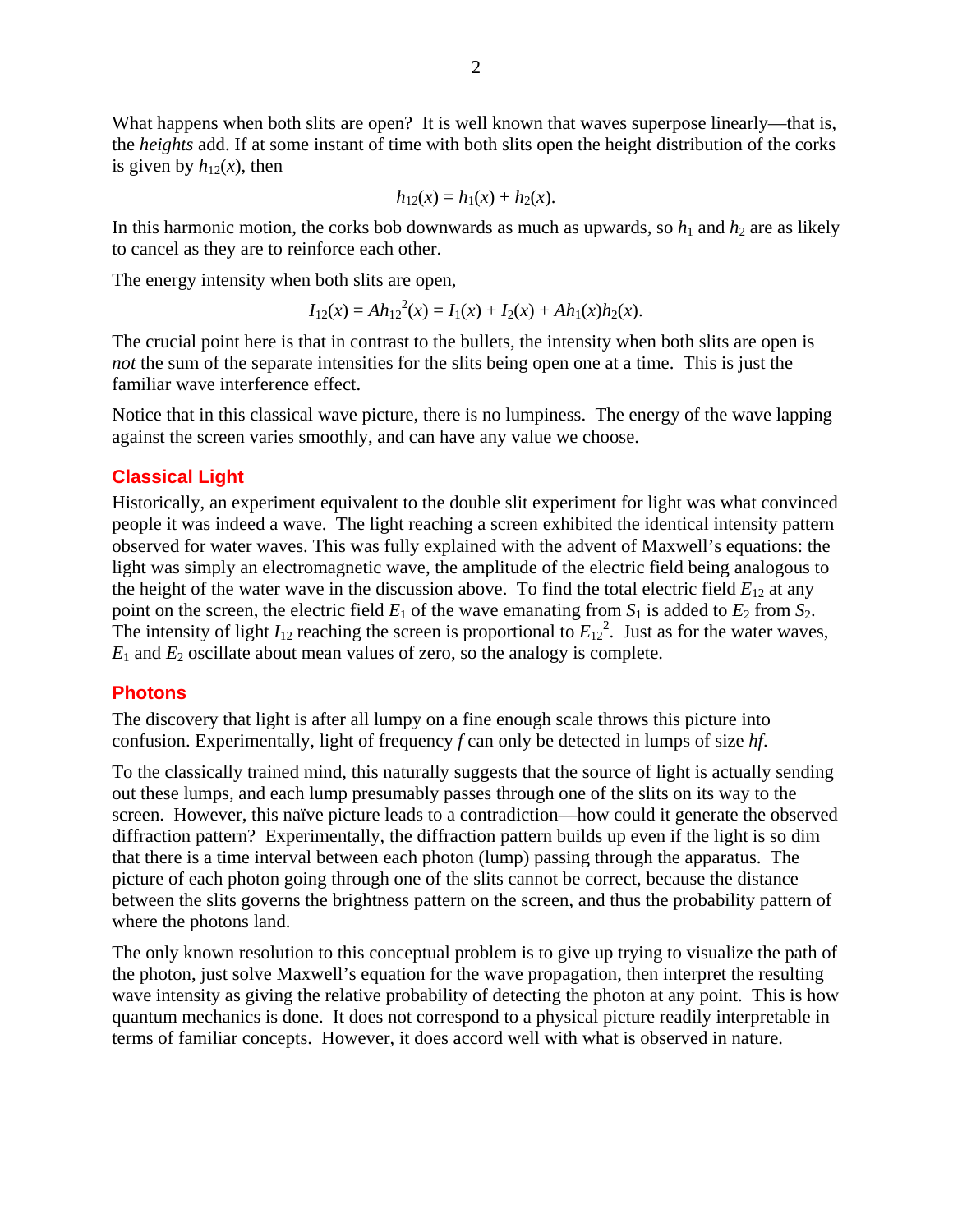What happens when both slits are open? It is well known that waves superpose linearly—that is, the *heights* add. If at some instant of time with both slits open the height distribution of the corks is given by $h_{12}(x)$, then

$$h_{12}(x) = h_1(x) + h_2(x).$$

In this harmonic motion, the corks bob downwards as much as upwards, so $h_1$ and $h_2$ are as likely to cancel as they are to reinforce each other.

The energy intensity when both slits are open,

$$I_{12}(x) = Ah_{12}^2(x) = I_1(x) + I_2(x) + Ah_1(x)h_2(x).$$

The crucial point here is that in contrast to the bullets, the intensity when both slits are open is *not* the sum of the separate intensities for the slits being open one at a time. This is just the familiar wave interference effect.

Notice that in this classical wave picture, there is no lumpiness. The energy of the wave lapping against the screen varies smoothly, and can have any value we choose.

## Classical Light

Historically, an experiment equivalent to the double slit experiment for light was what convinced people it was indeed a wave. The light reaching a screen exhibited the identical intensity pattern observed for water waves. This was fully explained with the advent of Maxwell's equations: the light was simply an electromagnetic wave, the amplitude of the electric field being analogous to the height of the water wave in the discussion above. To find the total electric field $E_{12}$ at any point on the screen, the electric field $E_1$ of the wave emanating from $S_1$ is added to $E_2$ from $S_2$. The intensity of light $I_{12}$ reaching the screen is proportional to $E_{12}^2$. Just as for the water waves, $E_1$ and $E_2$ oscillate about mean values of zero, so the analogy is complete.

## Photons

The discovery that light is after all lumpy on a fine enough scale throws this picture into confusion. Experimentally, light of frequency $f$ can only be detected in lumps of size $hf$.

To the classically trained mind, this naturally suggests that the source of light is actually sending out these lumps, and each lump presumably passes through one of the slits on its way to the screen. However, this naïve picture leads to a contradiction—how could it generate the observed diffraction pattern? Experimentally, the diffraction pattern builds up even if the light is so dim that there is a time interval between each photon (lump) passing through the apparatus. The picture of each photon going through one of the slits cannot be correct, because the distance between the slits governs the brightness pattern on the screen, and thus the probability pattern of where the photons land.

The only known resolution to this conceptual problem is to give up trying to visualize the path of the photon, just solve Maxwell's equation for the wave propagation, then interpret the resulting wave intensity as giving the relative probability of detecting the photon at any point. This is how quantum mechanics is done. It does not correspond to a physical picture readily interpretable in terms of familiar concepts. However, it does accord well with what is observed in nature.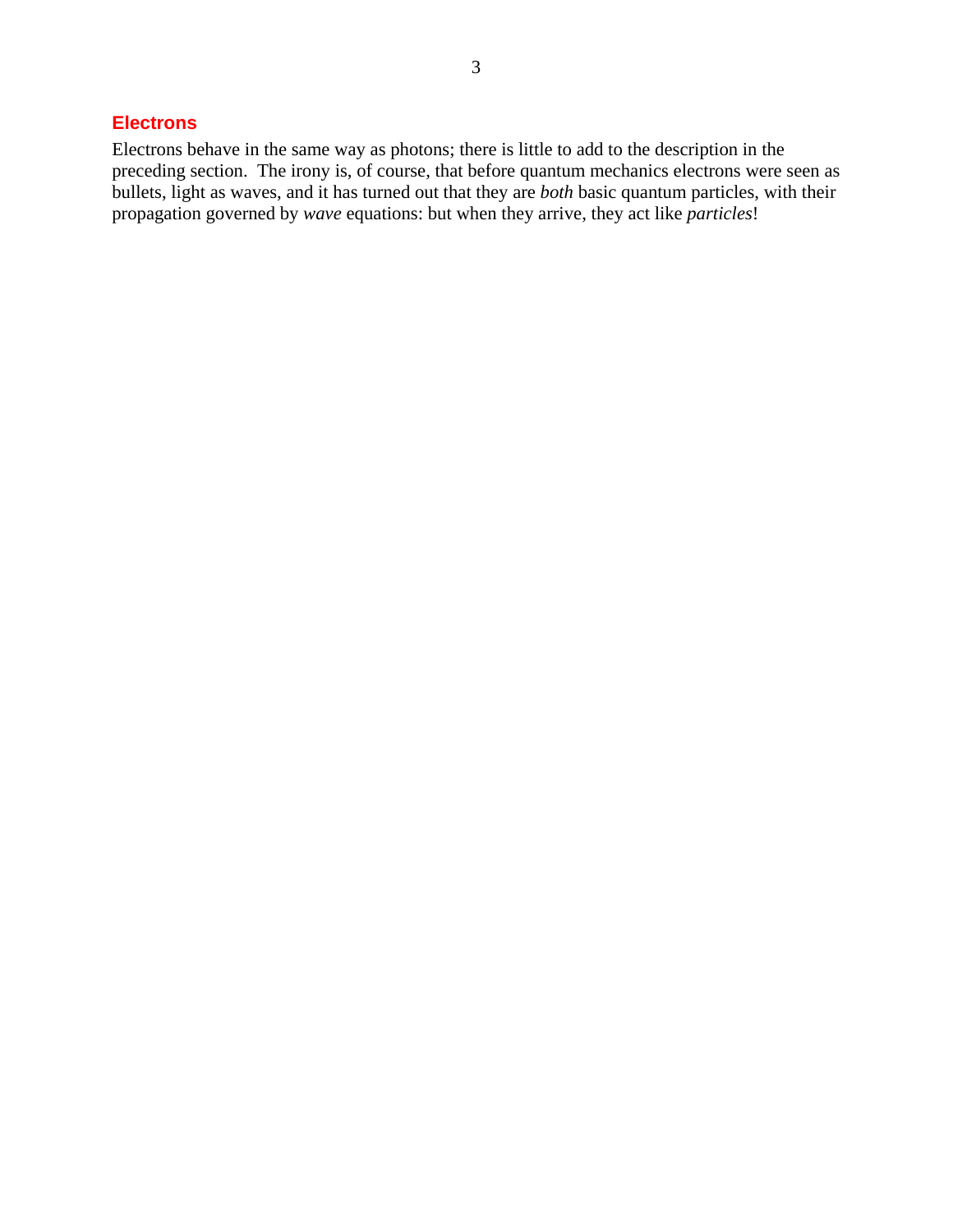## Electrons

Electrons behave in the same way as photons; there is little to add to the description in the preceding section. The irony is, of course, that before quantum mechanics electrons were seen as bullets, light as waves, and it has turned out that they are *both* basic quantum particles, with their propagation governed by *wave* equations: but when they arrive, they act like *particles*!